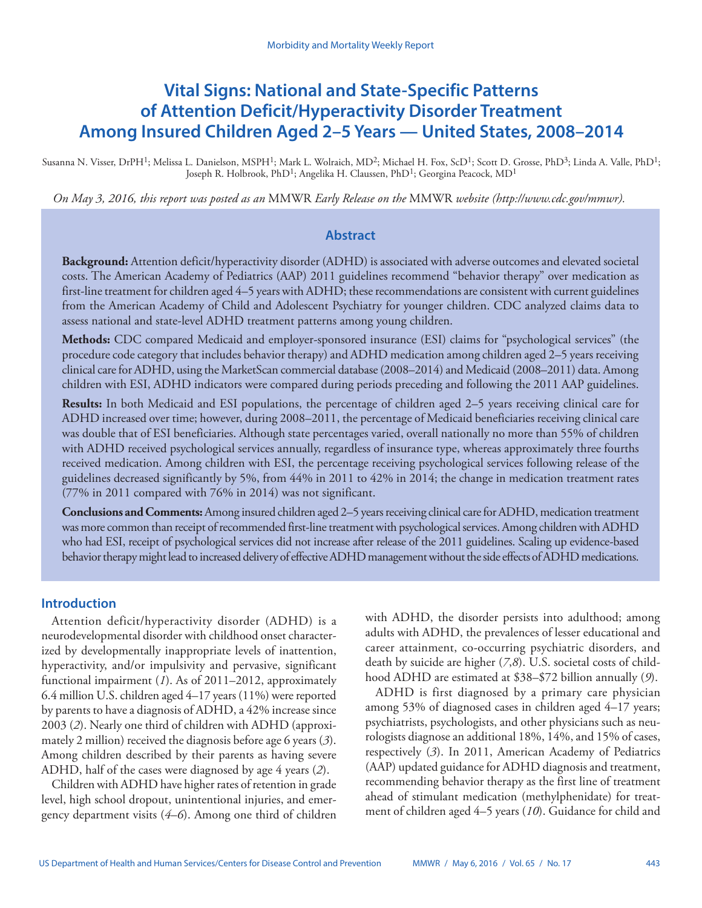# Vital Signs: National and State-Specific Patterns of Attention Deficit/Hyperactivity Disorder Treatment Among Insured Children Aged 2–5 Years — United States, 2008–2014

Susanna N. Visser, DrPH[1]; Melissa L. Danielson, MSPH[1]; Mark L. Wolraich, MD[2]; Michael H. Fox, ScD[1]; Scott D. Grosse, PhD[3]; Linda A. Valle, PhD[1]; Joseph R. Holbrook, PhD[1]; Angelika H. Claussen, PhD[1]; Georgina Peacock, MD[1]

*On May 3, 2016, this report was posted as an* MMWR *Early Release on the* MMWR *website (http://www.cdc.gov/mmwr).*

## Abstract

**Background:** Attention deficit/hyperactivity disorder (ADHD) is associated with adverse outcomes and elevated societal costs. The American Academy of Pediatrics (AAP) 2011 guidelines recommend "behavior therapy" over medication as first-line treatment for children aged 4–5 years with ADHD; these recommendations are consistent with current guidelines from the American Academy of Child and Adolescent Psychiatry for younger children. CDC analyzed claims data to assess national and state-level ADHD treatment patterns among young children.

**Methods:** CDC compared Medicaid and employer-sponsored insurance (ESI) claims for "psychological services" (the procedure code category that includes behavior therapy) and ADHD medication among children aged 2–5 years receiving clinical care for ADHD, using the MarketScan commercial database (2008–2014) and Medicaid (2008–2011) data. Among children with ESI, ADHD indicators were compared during periods preceding and following the 2011 AAP guidelines.

**Results:** In both Medicaid and ESI populations, the percentage of children aged 2–5 years receiving clinical care for ADHD increased over time; however, during 2008–2011, the percentage of Medicaid beneficiaries receiving clinical care was double that of ESI beneficiaries. Although state percentages varied, overall nationally no more than 55% of children with ADHD received psychological services annually, regardless of insurance type, whereas approximately three fourths received medication. Among children with ESI, the percentage receiving psychological services following release of the guidelines decreased significantly by 5%, from 44% in 2011 to 42% in 2014; the change in medication treatment rates (77% in 2011 compared with 76% in 2014) was not significant.

**Conclusions and Comments:** Among insured children aged 2–5 years receiving clinical care for ADHD, medication treatment was more common than receipt of recommended first-line treatment with psychological services. Among children with ADHD who had ESI, receipt of psychological services did not increase after release of the 2011 guidelines. Scaling up evidence-based behavior therapy might lead to increased delivery of effective ADHD management without the side effects of ADHD medications.

## Introduction

Attention deficit/hyperactivity disorder (ADHD) is a neurodevelopmental disorder with childhood onset characterized by developmentally inappropriate levels of inattention, hyperactivity, and/or impulsivity and pervasive, significant functional impairment (*1*). As of 2011–2012, approximately 6.4 million U.S. children aged 4–17 years (11%) were reported by parents to have a diagnosis of ADHD, a 42% increase since 2003 (*2*). Nearly one third of children with ADHD (approximately 2 million) received the diagnosis before age 6 years (*3*). Among children described by their parents as having severe ADHD, half of the cases were diagnosed by age 4 years (*2*).

Children with ADHD have higher rates of retention in grade level, high school dropout, unintentional injuries, and emergency department visits (*4*–*6*). Among one third of children with ADHD, the disorder persists into adulthood; among adults with ADHD, the prevalences of lesser educational and career attainment, co-occurring psychiatric disorders, and death by suicide are higher (*7*,*8*). U.S. societal costs of childhood ADHD are estimated at $38–$72 billion annually (*9*).

ADHD is first diagnosed by a primary care physician among 53% of diagnosed cases in children aged 4–17 years; psychiatrists, psychologists, and other physicians such as neurologists diagnose an additional 18%, 14%, and 15% of cases, respectively (*3*). In 2011, American Academy of Pediatrics (AAP) updated guidance for ADHD diagnosis and treatment, recommending behavior therapy as the first line of treatment ahead of stimulant medication (methylphenidate) for treatment of children aged 4–5 years (*10*). Guidance for child and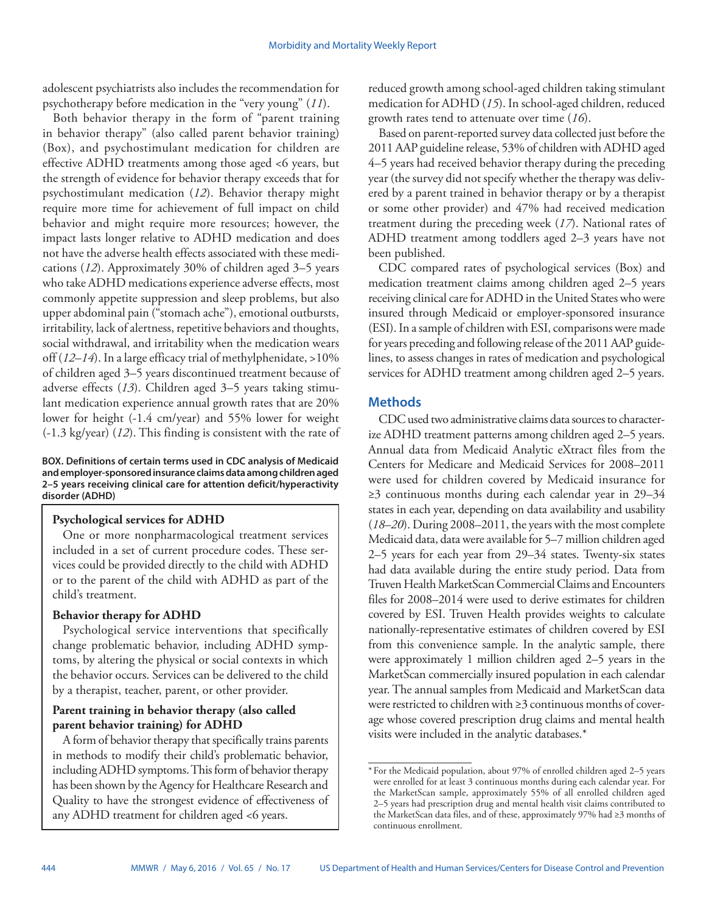adolescent psychiatrists also includes the recommendation for psychotherapy before medication in the "very young" (*11*).

Both behavior therapy in the form of "parent training in behavior therapy" (also called parent behavior training) (Box), and psychostimulant medication for children are effective ADHD treatments among those aged <6 years, but the strength of evidence for behavior therapy exceeds that for psychostimulant medication (*12*). Behavior therapy might require more time for achievement of full impact on child behavior and might require more resources; however, the impact lasts longer relative to ADHD medication and does not have the adverse health effects associated with these medications (*12*). Approximately 30% of children aged 3–5 years who take ADHD medications experience adverse effects, most commonly appetite suppression and sleep problems, but also upper abdominal pain ("stomach ache"), emotional outbursts, irritability, lack of alertness, repetitive behaviors and thoughts, social withdrawal, and irritability when the medication wears off (*12*–*14*). In a large efficacy trial of methylphenidate, >10% of children aged 3–5 years discontinued treatment because of adverse effects (*13*). Children aged 3–5 years taking stimulant medication experience annual growth rates that are 20% lower for height (-1.4 cm/year) and 55% lower for weight (-1.3 kg/year) (*12*). This finding is consistent with the rate of reduced growth among school-aged children taking stimulant medication for ADHD (*15*). In school-aged children, reduced growth rates tend to attenuate over time (*16*).

**BOX. Definitions of certain terms used in CDC analysis of Medicaid and employer-sponsored insurance claims data among children aged 2–5 years receiving clinical care for attention deficit/hyperactivity disorder (ADHD)**

**Psychological services for ADHD**

One or more nonpharmacological treatment services included in a set of current procedure codes. These services could be provided directly to the child with ADHD or to the parent of the child with ADHD as part of the child's treatment.

**Behavior therapy for ADHD**

Psychological service interventions that specifically change problematic behavior, including ADHD symptoms, by altering the physical or social contexts in which the behavior occurs. Services can be delivered to the child by a therapist, teacher, parent, or other provider.

**Parent training in behavior therapy (also called parent behavior training) for ADHD**

A form of behavior therapy that specifically trains parents in methods to modify their child's problematic behavior, including ADHD symptoms. This form of behavior therapy has been shown by the Agency for Healthcare Research and Quality to have the strongest evidence of effectiveness of any ADHD treatment for children aged <6 years.

Based on parent-reported survey data collected just before the 2011 AAP guideline release, 53% of children with ADHD aged 4–5 years had received behavior therapy during the preceding year (the survey did not specify whether the therapy was delivered by a parent trained in behavior therapy or by a therapist or some other provider) and 47% had received medication treatment during the preceding week (*17*). National rates of ADHD treatment among toddlers aged 2–3 years have not been published.

CDC compared rates of psychological services (Box) and medication treatment claims among children aged 2–5 years receiving clinical care for ADHD in the United States who were insured through Medicaid or employer-sponsored insurance (ESI). In a sample of children with ESI, comparisons were made for years preceding and following release of the 2011 AAP guidelines, to assess changes in rates of medication and psychological services for ADHD treatment among children aged 2–5 years.

## Methods

CDC used two administrative claims data sources to characterize ADHD treatment patterns among children aged 2–5 years. Annual data from Medicaid Analytic eXtract files from the Centers for Medicare and Medicaid Services for 2008–2011 were used for children covered by Medicaid insurance for ≥3 continuous months during each calendar year in 29–34 states in each year, depending on data availability and usability (*18*–*20*). During 2008–2011, the years with the most complete Medicaid data, data were available for 5–7 million children aged 2–5 years for each year from 29–34 states. Twenty-six states had data available during the entire study period. Data from Truven Health MarketScan Commercial Claims and Encounters files for 2008–2014 were used to derive estimates for children covered by ESI. Truven Health provides weights to calculate nationally-representative estimates of children covered by ESI from this convenience sample. In the analytic sample, there were approximately 1 million children aged 2–5 years in the MarketScan commercially insured population in each calendar year. The annual samples from Medicaid and MarketScan data were restricted to children with ≥3 continuous months of coverage whose covered prescription drug claims and mental health visits were included in the analytic databases.*

* For the Medicaid population, about 97% of enrolled children aged 2–5 years were enrolled for at least 3 continuous months during each calendar year. For the MarketScan sample, approximately 55% of all enrolled children aged 2–5 years had prescription drug and mental health visit claims contributed to the MarketScan data files, and of these, approximately 97% had ≥3 months of continuous enrollment.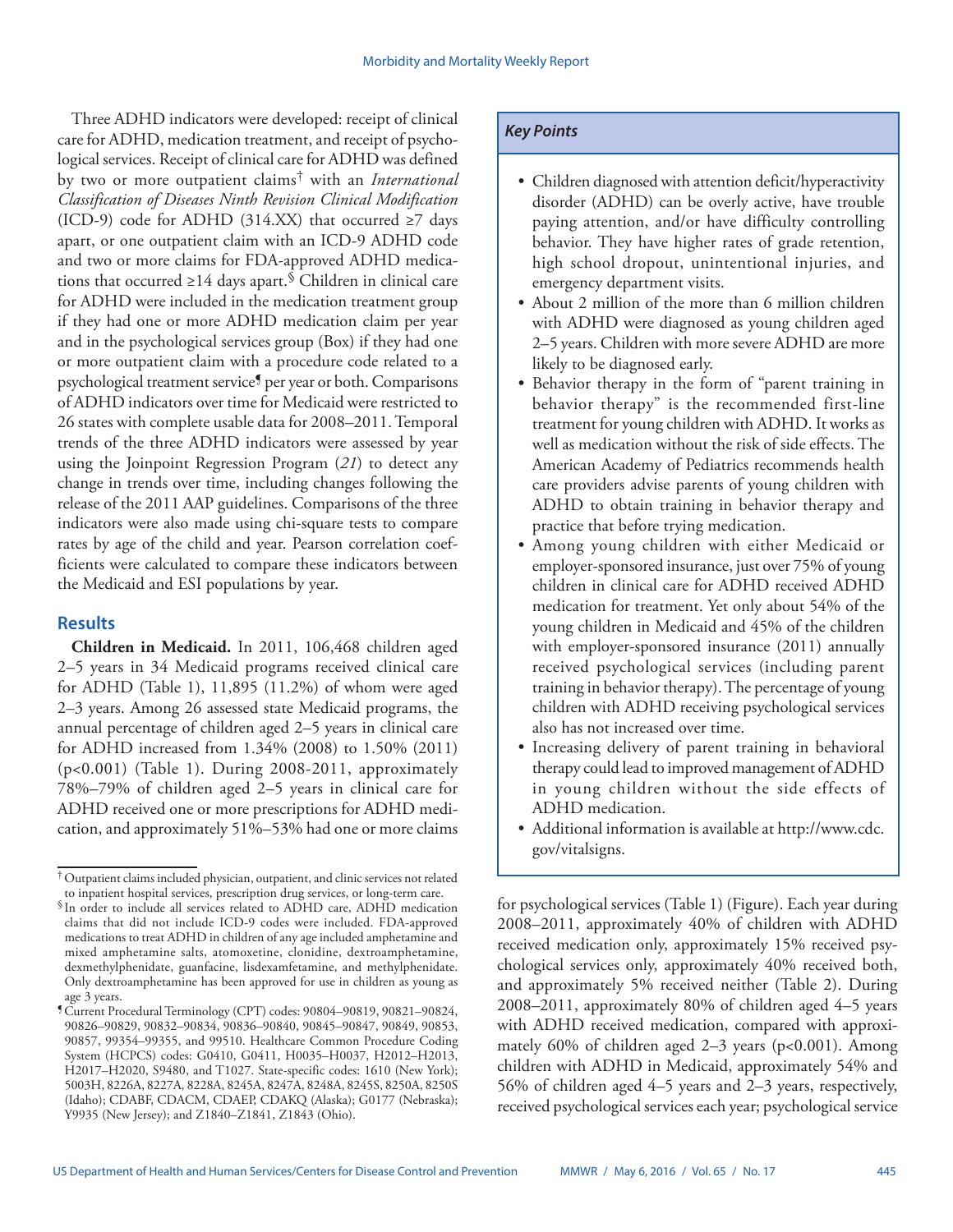Three ADHD indicators were developed: receipt of clinical care for ADHD, medication treatment, and receipt of psychological services. Receipt of clinical care for ADHD was defined by two or more outpatient claims[†] with an *International Classification of Diseases Ninth Revision Clinical Modification* (ICD-9) code for ADHD (314.XX) that occurred ≥7 days apart, or one outpatient claim with an ICD-9 ADHD code and two or more claims for FDA-approved ADHD medications that occurred ≥14 days apart.[§] Children in clinical care for ADHD were included in the medication treatment group if they had one or more ADHD medication claim per year and in the psychological services group (Box) if they had one or more outpatient claim with a procedure code related to a psychological treatment service[¶] per year or both. Comparisons of ADHD indicators over time for Medicaid were restricted to 26 states with complete usable data for 2008–2011. Temporal trends of the three ADHD indicators were assessed by year using the Joinpoint Regression Program (*21*) to detect any change in trends over time, including changes following the release of the 2011 AAP guidelines. Comparisons of the three indicators were also made using chi-square tests to compare rates by age of the child and year. Pearson correlation coefficients were calculated to compare these indicators between the Medicaid and ESI populations by year.

## Results

**Children in Medicaid.** In 2011, 106,468 children aged 2–5 years in 34 Medicaid programs received clinical care for ADHD (Table 1), 11,895 (11.2%) of whom were aged 2–3 years. Among 26 assessed state Medicaid programs, the annual percentage of children aged 2–5 years in clinical care for ADHD increased from 1.34% (2008) to 1.50% (2011) (p<0.001) (Table 1). During 2008-2011, approximately 78%–79% of children aged 2–5 years in clinical care for ADHD received one or more prescriptions for ADHD medication, and approximately 51%–53% had one or more claims for psychological services (Table 1) (Figure). Each year during 2008–2011, approximately 40% of children with ADHD received medication only, approximately 15% received psychological services only, approximately 40% received both, and approximately 5% received neither (Table 2). During 2008–2011, approximately 80% of children aged 4–5 years with ADHD received medication, compared with approximately 60% of children aged 2–3 years (p<0.001). Among children with ADHD in Medicaid, approximately 54% and 56% of children aged 4–5 years and 2–3 years, respectively, received psychological services each year; psychological service

### *Key Points*

- Children diagnosed with attention deficit/hyperactivity disorder (ADHD) can be overly active, have trouble paying attention, and/or have difficulty controlling behavior. They have higher rates of grade retention, high school dropout, unintentional injuries, and emergency department visits.
- About 2 million of the more than 6 million children with ADHD were diagnosed as young children aged 2–5 years. Children with more severe ADHD are more likely to be diagnosed early.
- Behavior therapy in the form of "parent training in behavior therapy" is the recommended first-line treatment for young children with ADHD. It works as well as medication without the risk of side effects. The American Academy of Pediatrics recommends health care providers advise parents of young children with ADHD to obtain training in behavior therapy and practice that before trying medication.
- Among young children with either Medicaid or employer-sponsored insurance, just over 75% of young children in clinical care for ADHD received ADHD medication for treatment. Yet only about 54% of the young children in Medicaid and 45% of the children with employer-sponsored insurance (2011) annually received psychological services (including parent training in behavior therapy). The percentage of young children with ADHD receiving psychological services also has not increased over time.
- Increasing delivery of parent training in behavioral therapy could lead to improved management of ADHD in young children without the side effects of ADHD medication.
- Additional information is available at http://www.cdc.gov/vitalsigns.

---

[†] Outpatient claims included physician, outpatient, and clinic services not related to inpatient hospital services, prescription drug services, or long-term care.

[§] In order to include all services related to ADHD care, ADHD medication claims that did not include ICD-9 codes were included. FDA-approved medications to treat ADHD in children of any age included amphetamine and mixed amphetamine salts, atomoxetine, clonidine, dextroamphetamine, dexmethylphenidate, guanfacine, lisdexamfetamine, and methylphenidate. Only dextroamphetamine has been approved for use in children as young as age 3 years.

[¶] Current Procedural Terminology (CPT) codes: 90804–90819, 90821–90824, 90826–90829, 90832–90834, 90836–90840, 90845–90847, 90849, 90853, 90857, 99354–99355, and 99510. Healthcare Common Procedure Coding System (HCPCS) codes: G0410, G0411, H0035–H0037, H2012–H2013, H2017–H2020, S9480, and T1027. State-specific codes: 1610 (New York); 5003H, 8226A, 8227A, 8228A, 8245A, 8247A, 8248A, 8245S, 8250A, 8250S (Idaho); CDABF, CDACM, CDAEP, CDAKQ (Alaska); G0177 (Nebraska); Y9935 (New Jersey); and Z1840–Z1841, Z1843 (Ohio).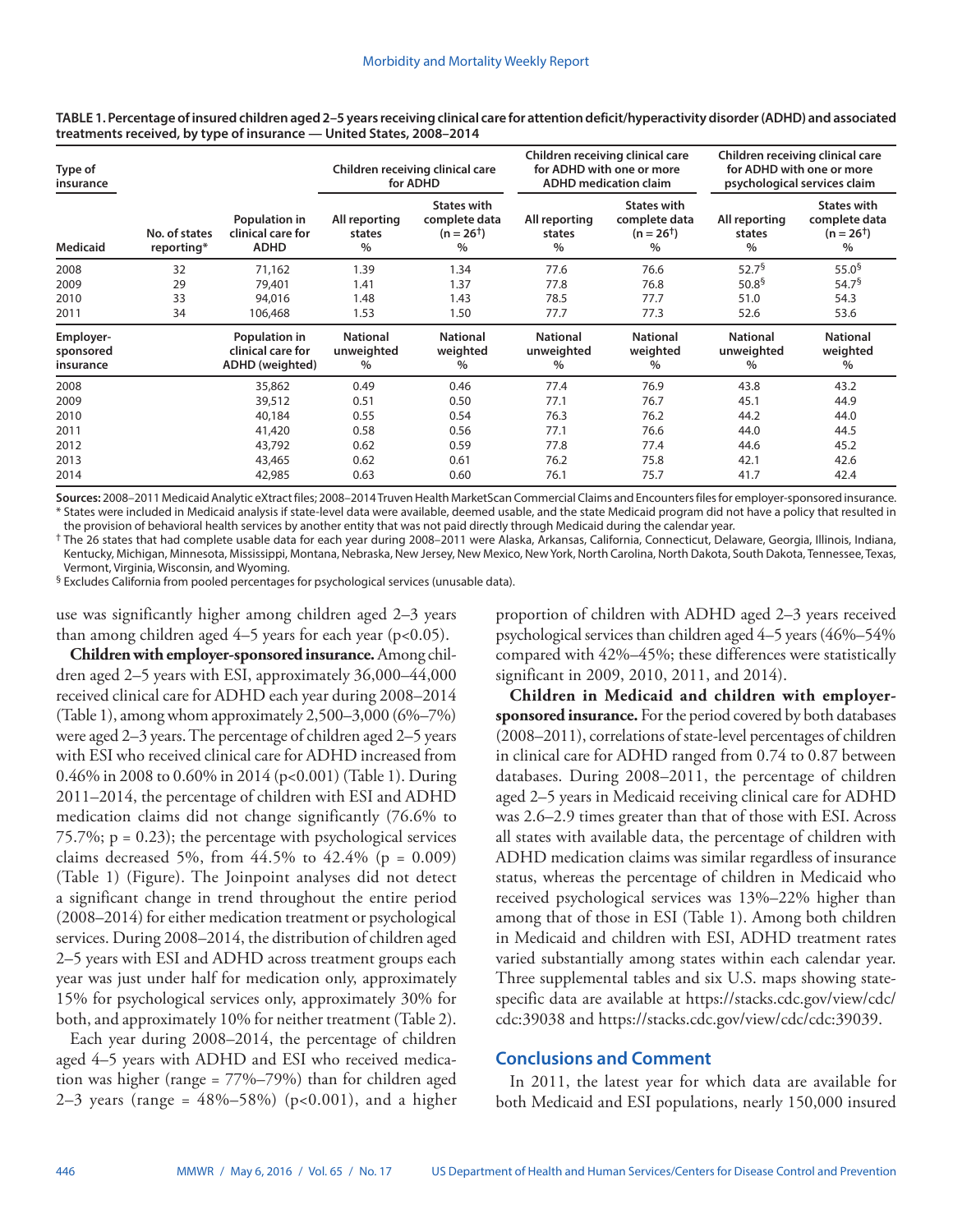**TABLE 1. Percentage of insured children aged 2–5 years receiving clinical care for attention deficit/hyperactivity disorder (ADHD) and associated treatments received, by type of insurance — United States, 2008–2014**

| Type of insurance | | | Children receiving clinical care for ADHD | | Children receiving clinical care for ADHD with one or more ADHD medication claim | | Children receiving clinical care for ADHD with one or more psychological services claim | |
|---|---|---|---|---|---|---|---|---|
| **Medicaid** | **No. of states reporting*** | **Population in clinical care for ADHD** | **All reporting states %** | **States with complete data (n = 26†) %** | **All reporting states %** | **States with complete data (n = 26†) %** | **All reporting states %** | **States with complete data (n = 26†) %** |
| 2008 | 32 | 71,162 | 1.39 | 1.34 | 77.6 | 76.6 | 52.7§ | 55.0§ |
| 2009 | 29 | 79,401 | 1.41 | 1.37 | 77.8 | 76.8 | 50.8§ | 54.7§ |
| 2010 | 33 | 94,016 | 1.48 | 1.43 | 78.5 | 77.7 | 51.0 | 54.3 |
| 2011 | 34 | 106,468 | 1.53 | 1.50 | 77.7 | 77.3 | 52.6 | 53.6 |
| **Employer-sponsored insurance** | | **Population in clinical care for ADHD (weighted)** | **National unweighted %** | **National weighted %** | **National unweighted %** | **National weighted %** | **National unweighted %** | **National weighted %** |
| 2008 | | 35,862 | 0.49 | 0.46 | 77.4 | 76.9 | 43.8 | 43.2 |
| 2009 | | 39,512 | 0.51 | 0.50 | 77.1 | 76.7 | 45.1 | 44.9 |
| 2010 | | 40,184 | 0.55 | 0.54 | 76.3 | 76.2 | 44.2 | 44.0 |
| 2011 | | 41,420 | 0.58 | 0.56 | 77.1 | 76.6 | 44.0 | 44.5 |
| 2012 | | 43,792 | 0.62 | 0.59 | 77.8 | 77.4 | 44.6 | 45.2 |
| 2013 | | 43,465 | 0.62 | 0.61 | 76.2 | 75.8 | 42.1 | 42.6 |
| 2014 | | 42,985 | 0.63 | 0.60 | 76.1 | 75.7 | 41.7 | 42.4 |

**Sources:** 2008–2011 Medicaid Analytic eXtract files; 2008–2014 Truven Health MarketScan Commercial Claims and Encounters files for employer-sponsored insurance.
\* States were included in Medicaid analysis if state-level data were available, deemed usable, and the state Medicaid program did not have a policy that resulted in the provision of behavioral health services by another entity that was not paid directly through Medicaid during the calendar year.
† The 26 states that had complete usable data for each year during 2008–2011 were Alaska, Arkansas, California, Connecticut, Delaware, Georgia, Illinois, Indiana, Kentucky, Michigan, Minnesota, Mississippi, Montana, Nebraska, New Jersey, New Mexico, New York, North Carolina, North Dakota, South Dakota, Tennessee, Texas, Vermont, Virginia, Wisconsin, and Wyoming.
§ Excludes California from pooled percentages for psychological services (unusable data).

use was significantly higher among children aged 2–3 years than among children aged 4–5 years for each year ($p<0.05$).

**Children with employer-sponsored insurance.** Among children aged 2–5 years with ESI, approximately 36,000–44,000 received clinical care for ADHD each year during 2008–2014 (Table 1), among whom approximately 2,500–3,000 (6%–7%) were aged 2–3 years. The percentage of children aged 2–5 years with ESI who received clinical care for ADHD increased from 0.46% in 2008 to 0.60% in 2014 ($p<0.001$) (Table 1). During 2011–2014, the percentage of children with ESI and ADHD medication claims did not change significantly (76.6% to 75.7%; $p = 0.23$); the percentage with psychological services claims decreased 5%, from 44.5% to 42.4% ($p = 0.009$) (Table 1) (Figure). The Joinpoint analyses did not detect a significant change in trend throughout the entire period (2008–2014) for either medication treatment or psychological services. During 2008–2014, the distribution of children aged 2–5 years with ESI and ADHD across treatment groups each year was just under half for medication only, approximately 15% for psychological services only, approximately 30% for both, and approximately 10% for neither treatment (Table 2).

Each year during 2008–2014, the percentage of children aged 4–5 years with ADHD and ESI who received medication was higher (range = 77%–79%) than for children aged 2–3 years (range = 48%–58%) ($p<0.001$), and a higher proportion of children with ADHD aged 2–3 years received psychological services than children aged 4–5 years (46%–54% compared with 42%–45%; these differences were statistically significant in 2009, 2010, 2011, and 2014).

**Children in Medicaid and children with employer-sponsored insurance.** For the period covered by both databases (2008–2011), correlations of state-level percentages of children in clinical care for ADHD ranged from 0.74 to 0.87 between databases. During 2008–2011, the percentage of children aged 2–5 years in Medicaid receiving clinical care for ADHD was 2.6–2.9 times greater than that of those with ESI. Across all states with available data, the percentage of children with ADHD medication claims was similar regardless of insurance status, whereas the percentage of children in Medicaid who received psychological services was 13%–22% higher than among that of those in ESI (Table 1). Among both children in Medicaid and children with ESI, ADHD treatment rates varied substantially among states within each calendar year. Three supplemental tables and six U.S. maps showing state-specific data are available at https://stacks.cdc.gov/view/cdc/cdc:39038 and https://stacks.cdc.gov/view/cdc/cdc:39039.

## Conclusions and Comment

In 2011, the latest year for which data are available for both Medicaid and ESI populations, nearly 150,000 insured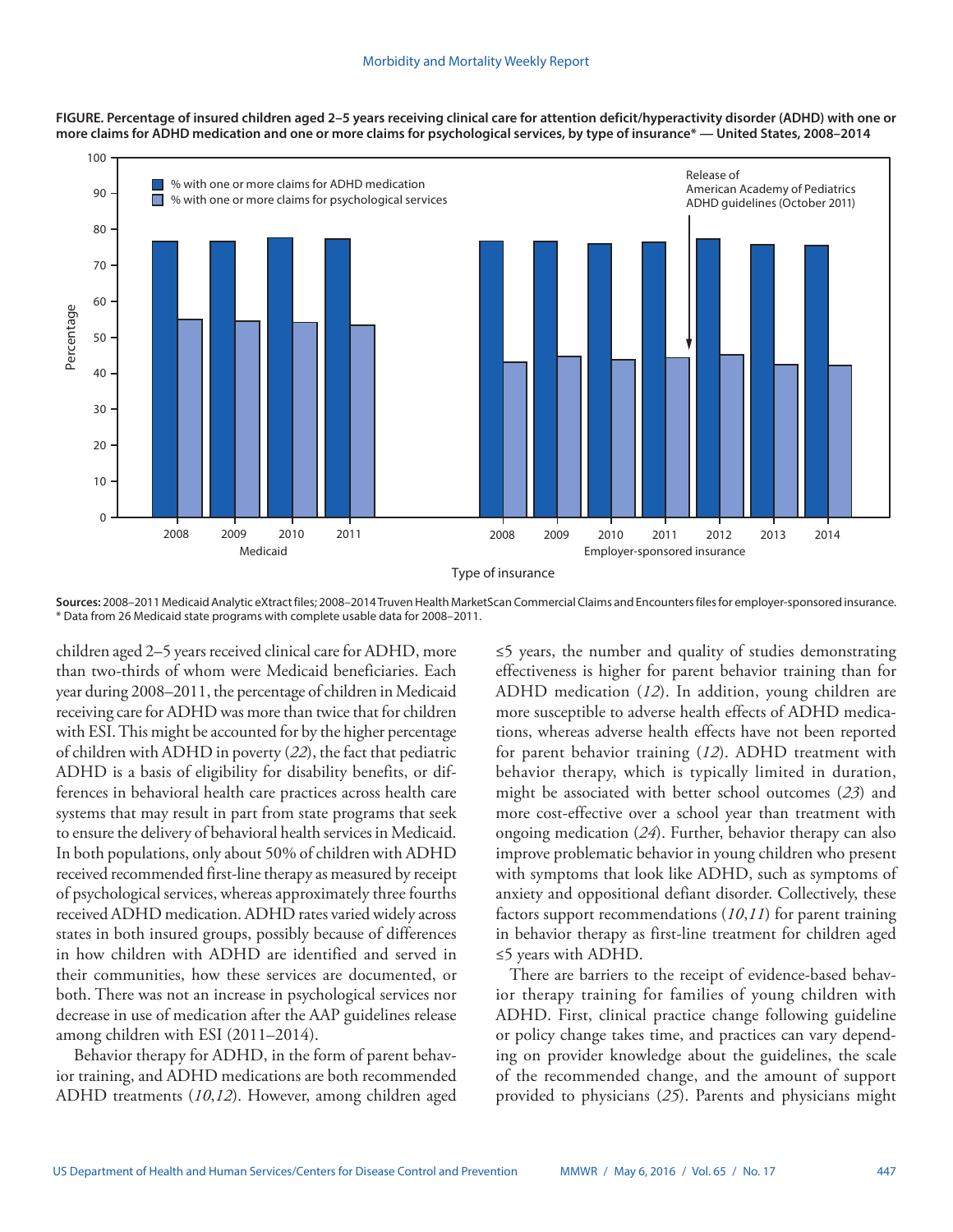**FIGURE. Percentage of insured children aged 2–5 years receiving clinical care for attention deficit/hyperactivity disorder (ADHD) with one or more claims for ADHD medication and one or more claims for psychological services, by type of insurance* — United States, 2008–2014**

**Sources:** 2008–2011 Medicaid Analytic eXtract files; 2008–2014 Truven Health MarketScan Commercial Claims and Encounters files for employer-sponsored insurance.
* Data from 26 Medicaid state programs with complete usable data for 2008–2011.

children aged 2–5 years received clinical care for ADHD, more than two-thirds of whom were Medicaid beneficiaries. Each year during 2008–2011, the percentage of children in Medicaid receiving care for ADHD was more than twice that for children with ESI. This might be accounted for by the higher percentage of children with ADHD in poverty (*22*), the fact that pediatric ADHD is a basis of eligibility for disability benefits, or differences in behavioral health care practices across health care systems that may result in part from state programs that seek to ensure the delivery of behavioral health services in Medicaid. In both populations, only about 50% of children with ADHD received recommended first-line therapy as measured by receipt of psychological services, whereas approximately three fourths received ADHD medication. ADHD rates varied widely across states in both insured groups, possibly because of differences in how children with ADHD are identified and served in their communities, how these services are documented, or both. There was not an increase in psychological services nor decrease in use of medication after the AAP guidelines release among children with ESI (2011–2014).

Behavior therapy for ADHD, in the form of parent behavior training, and ADHD medications are both recommended ADHD treatments (*10*,*12*). However, among children aged ≤5 years, the number and quality of studies demonstrating effectiveness is higher for parent behavior training than for ADHD medication (*12*). In addition, young children are more susceptible to adverse health effects of ADHD medications, whereas adverse health effects have not been reported for parent behavior training (*12*). ADHD treatment with behavior therapy, which is typically limited in duration, might be associated with better school outcomes (*23*) and more cost-effective over a school year than treatment with ongoing medication (*24*). Further, behavior therapy can also improve problematic behavior in young children who present with symptoms that look like ADHD, such as symptoms of anxiety and oppositional defiant disorder. Collectively, these factors support recommendations (*10*,*11*) for parent training in behavior therapy as first-line treatment for children aged ≤5 years with ADHD.

There are barriers to the receipt of evidence-based behavior therapy training for families of young children with ADHD. First, clinical practice change following guideline or policy change takes time, and practices can vary depending on provider knowledge about the guidelines, the scale of the recommended change, and the amount of support provided to physicians (*25*). Parents and physicians might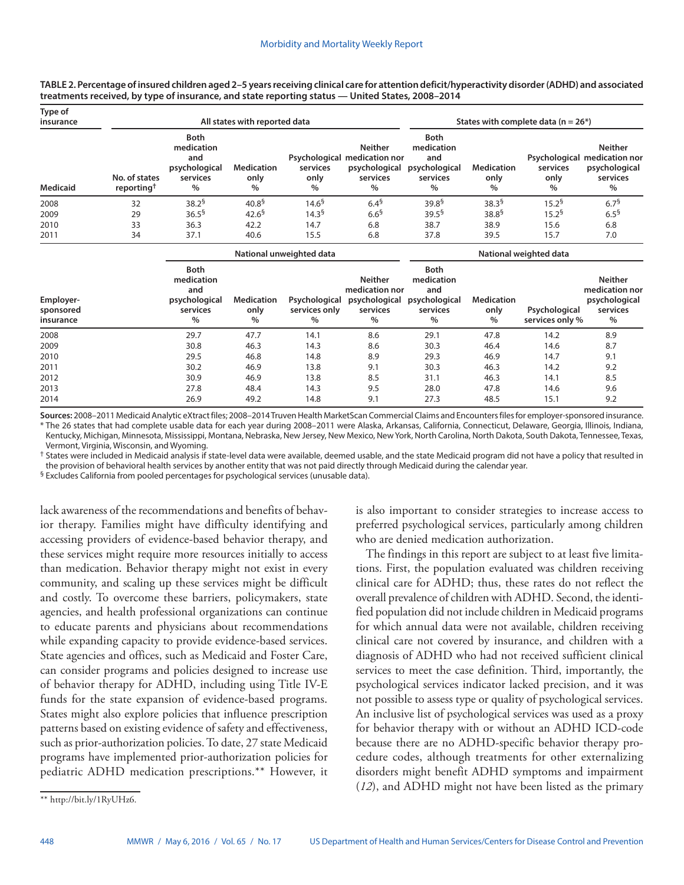**TABLE 2. Percentage of insured children aged 2–5 years receiving clinical care for attention deficit/hyperactivity disorder (ADHD) and associated treatments received, by type of insurance, and state reporting status — United States, 2008–2014**

| Type of insurance | All states with reported data | | | | | States with complete data (n = 26*) | | | |
|---|---|---|---|---|---|---|---|---|---|
| Medicaid | No. of states reporting[†] | Both medication and psychological services % | Medication only % | Psychological services only % | Neither medication nor psychological services % | Both medication and psychological services % | Medication only % | Psychological services only % | Neither medication nor psychological services % |
| 2008 | 32 | 38.2[§] | 40.8[§] | 14.6[§] | 6.4[§] | 39.8[§] | 38.3[§] | 15.2[§] | 6.7[§] |
| 2009 | 29 | 36.5[§] | 42.6[§] | 14.3[§] | 6.6[§] | 39.5[§] | 38.8[§] | 15.2[§] | 6.5[§] |
| 2010 | 33 | 36.3 | 42.2 | 14.7 | 6.8 | 38.7 | 38.9 | 15.6 | 6.8 |
| 2011 | 34 | 37.1 | 40.6 | 15.5 | 6.8 | 37.8 | 39.5 | 15.7 | 7.0 |
| | | **National unweighted data** | | | | **National weighted data** | | | |
| **Employer-sponsored insurance** | | **Both medication and psychological services %** | **Medication only %** | **Psychological services only %** | **Neither medication nor psychological services %** | **Both medication and psychological services %** | **Medication only %** | **Psychological services only %** | **Neither medication nor psychological services %** |
| 2008 | | 29.7 | 47.7 | 14.1 | 8.6 | 29.1 | 47.8 | 14.2 | 8.9 |
| 2009 | | 30.8 | 46.3 | 14.3 | 8.6 | 30.3 | 46.4 | 14.6 | 8.7 |
| 2010 | | 29.5 | 46.8 | 14.8 | 8.9 | 29.3 | 46.9 | 14.7 | 9.1 |
| 2011 | | 30.2 | 46.9 | 13.8 | 9.1 | 30.3 | 46.3 | 14.2 | 9.2 |
| 2012 | | 30.9 | 46.9 | 13.8 | 8.5 | 31.1 | 46.3 | 14.1 | 8.5 |
| 2013 | | 27.8 | 48.4 | 14.3 | 9.5 | 28.0 | 47.8 | 14.6 | 9.6 |
| 2014 | | 26.9 | 49.2 | 14.8 | 9.1 | 27.3 | 48.5 | 15.1 | 9.2 |

**Sources:** 2008–2011 Medicaid Analytic eXtract files; 2008–2014 Truven Health MarketScan Commercial Claims and Encounters files for employer-sponsored insurance.

\* The 26 states that had complete usable data for each year during 2008–2011 were Alaska, Arkansas, California, Connecticut, Delaware, Georgia, Illinois, Indiana, Kentucky, Michigan, Minnesota, Mississippi, Montana, Nebraska, New Jersey, New Mexico, New York, North Carolina, North Dakota, South Dakota, Tennessee, Texas, Vermont, Virginia, Wisconsin, and Wyoming.

† States were included in Medicaid analysis if state-level data were available, deemed usable, and the state Medicaid program did not have a policy that resulted in the provision of behavioral health services by another entity that was not paid directly through Medicaid during the calendar year.

§ Excludes California from pooled percentages for psychological services (unusable data).

lack awareness of the recommendations and benefits of behavior therapy. Families might have difficulty identifying and accessing providers of evidence-based behavior therapy, and these services might require more resources initially to access than medication. Behavior therapy might not exist in every community, and scaling up these services might be difficult and costly. To overcome these barriers, policymakers, state agencies, and health professional organizations can continue to educate parents and physicians about recommendations while expanding capacity to provide evidence-based services. State agencies and offices, such as Medicaid and Foster Care, can consider programs and policies designed to increase use of behavior therapy for ADHD, including using Title IV-E funds for the state expansion of evidence-based programs. States might also explore policies that influence prescription patterns based on existing evidence of safety and effectiveness, such as prior-authorization policies. To date, 27 state Medicaid programs have implemented prior-authorization policies for pediatric ADHD medication prescriptions.** However, it is also important to consider strategies to increase access to preferred psychological services, particularly among children who are denied medication authorization.

The findings in this report are subject to at least five limitations. First, the population evaluated was children receiving clinical care for ADHD; thus, these rates do not reflect the overall prevalence of children with ADHD. Second, the identified population did not include children in Medicaid programs for which annual data were not available, children receiving clinical care not covered by insurance, and children with a diagnosis of ADHD who had not received sufficient clinical services to meet the case definition. Third, importantly, the psychological services indicator lacked precision, and it was not possible to assess type or quality of psychological services. An inclusive list of psychological services was used as a proxy for behavior therapy with or without an ADHD ICD-code because there are no ADHD-specific behavior therapy procedure codes, although treatments for other externalizing disorders might benefit ADHD symptoms and impairment (*12*), and ADHD might not have been listed as the primary

** http://bit.ly/1RyUHz6.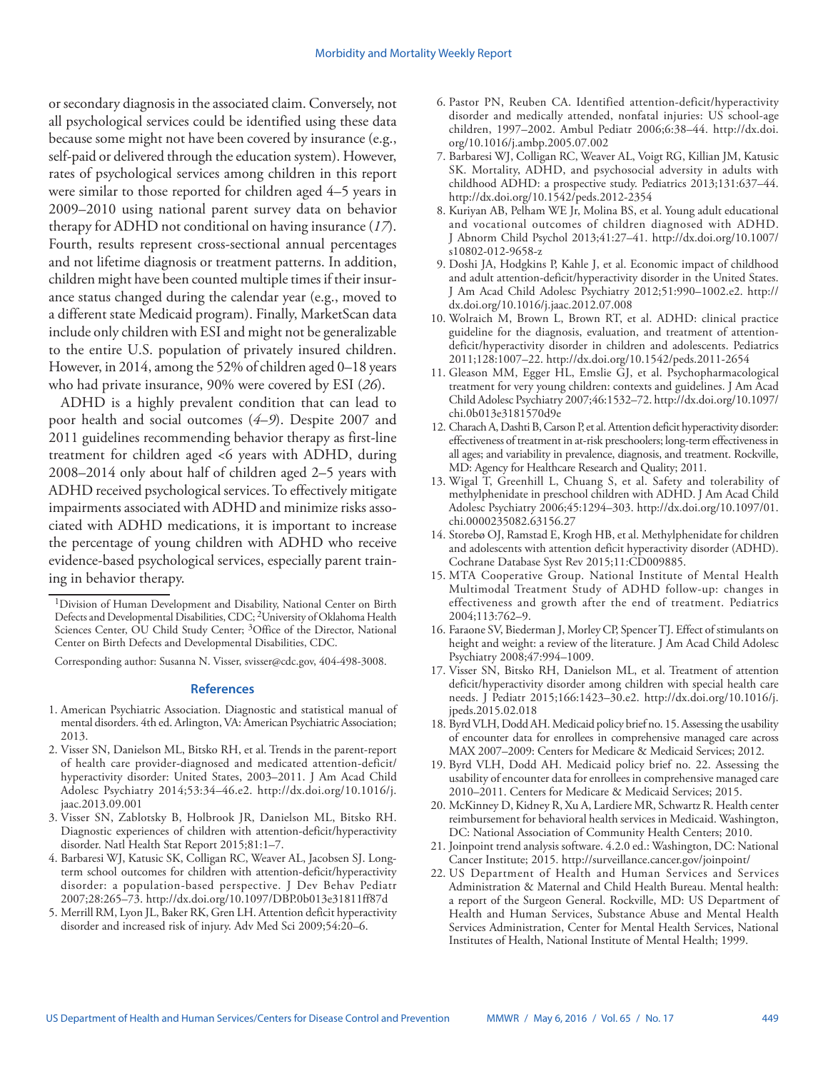or secondary diagnosis in the associated claim. Conversely, not all psychological services could be identified using these data because some might not have been covered by insurance (e.g., self-paid or delivered through the education system). However, rates of psychological services among children in this report were similar to those reported for children aged 4–5 years in 2009–2010 using national parent survey data on behavior therapy for ADHD not conditional on having insurance (*17*). Fourth, results represent cross-sectional annual percentages and not lifetime diagnosis or treatment patterns. In addition, children might have been counted multiple times if their insurance status changed during the calendar year (e.g., moved to a different state Medicaid program). Finally, MarketScan data include only children with ESI and might not be generalizable to the entire U.S. population of privately insured children. However, in 2014, among the 52% of children aged 0–18 years who had private insurance, 90% were covered by ESI (*26*).

ADHD is a highly prevalent condition that can lead to poor health and social outcomes (*4–9*). Despite 2007 and 2011 guidelines recommending behavior therapy as first-line treatment for children aged <6 years with ADHD, during 2008–2014 only about half of children aged 2–5 years with ADHD received psychological services. To effectively mitigate impairments associated with ADHD and minimize risks associated with ADHD medications, it is important to increase the percentage of young children with ADHD who receive evidence-based psychological services, especially parent training in behavior therapy.

---

[1]Division of Human Development and Disability, National Center on Birth Defects and Developmental Disabilities, CDC; [2]University of Oklahoma Health Sciences Center, OU Child Study Center; [3]Office of the Director, National Center on Birth Defects and Developmental Disabilities, CDC.

Corresponding author: Susanna N. Visser, svisser@cdc.gov, 404-498-3008.

## References

1. American Psychiatric Association. Diagnostic and statistical manual of mental disorders. 4th ed. Arlington, VA: American Psychiatric Association; 2013.
2. Visser SN, Danielson ML, Bitsko RH, et al. Trends in the parent-report of health care provider-diagnosed and medicated attention-deficit/hyperactivity disorder: United States, 2003–2011. J Am Acad Child Adolesc Psychiatry 2014;53:34–46.e2. http://dx.doi.org/10.1016/j.jaac.2013.09.001
3. Visser SN, Zablotsky B, Holbrook JR, Danielson ML, Bitsko RH. Diagnostic experiences of children with attention-deficit/hyperactivity disorder. Natl Health Stat Report 2015;81:1–7.
4. Barbaresi WJ, Katusic SK, Colligan RC, Weaver AL, Jacobsen SJ. Long-term school outcomes for children with attention-deficit/hyperactivity disorder: a population-based perspective. J Dev Behav Pediatr 2007;28:265–73. http://dx.doi.org/10.1097/DBP.0b013e31811ff87d
5. Merrill RM, Lyon JL, Baker RK, Gren LH. Attention deficit hyperactivity disorder and increased risk of injury. Adv Med Sci 2009;54:20–6.
6. Pastor PN, Reuben CA. Identified attention-deficit/hyperactivity disorder and medically attended, nonfatal injuries: US school-age children, 1997–2002. Ambul Pediatr 2006;6:38–44. http://dx.doi.org/10.1016/j.ambp.2005.07.002
7. Barbaresi WJ, Colligan RC, Weaver AL, Voigt RG, Killian JM, Katusic SK. Mortality, ADHD, and psychosocial adversity in adults with childhood ADHD: a prospective study. Pediatrics 2013;131:637–44. http://dx.doi.org/10.1542/peds.2012-2354
8. Kuriyan AB, Pelham WE Jr, Molina BS, et al. Young adult educational and vocational outcomes of children diagnosed with ADHD. J Abnorm Child Psychol 2013;41:27–41. http://dx.doi.org/10.1007/s10802-012-9658-z
9. Doshi JA, Hodgkins P, Kahle J, et al. Economic impact of childhood and adult attention-deficit/hyperactivity disorder in the United States. J Am Acad Child Adolesc Psychiatry 2012;51:990–1002.e2. http://dx.doi.org/10.1016/j.jaac.2012.07.008
10. Wolraich M, Brown L, Brown RT, et al. ADHD: clinical practice guideline for the diagnosis, evaluation, and treatment of attention-deficit/hyperactivity disorder in children and adolescents. Pediatrics 2011;128:1007–22. http://dx.doi.org/10.1542/peds.2011-2654
11. Gleason MM, Egger HL, Emslie GJ, et al. Psychopharmacological treatment for very young children: contexts and guidelines. J Am Acad Child Adolesc Psychiatry 2007;46:1532–72. http://dx.doi.org/10.1097/chi.0b013e3181570d9e
12. Charach A, Dashti B, Carson P, et al. Attention deficit hyperactivity disorder: effectiveness of treatment in at-risk preschoolers; long-term effectiveness in all ages; and variability in prevalence, diagnosis, and treatment. Rockville, MD: Agency for Healthcare Research and Quality; 2011.
13. Wigal T, Greenhill L, Chuang S, et al. Safety and tolerability of methylphenidate in preschool children with ADHD. J Am Acad Child Adolesc Psychiatry 2006;45:1294–303. http://dx.doi.org/10.1097/01.chi.0000235082.63156.27
14. Storebø OJ, Ramstad E, Krogh HB, et al. Methylphenidate for children and adolescents with attention deficit hyperactivity disorder (ADHD). Cochrane Database Syst Rev 2015;11:CD009885.
15. MTA Cooperative Group. National Institute of Mental Health Multimodal Treatment Study of ADHD follow-up: changes in effectiveness and growth after the end of treatment. Pediatrics 2004;113:762–9.
16. Faraone SV, Biederman J, Morley CP, Spencer TJ. Effect of stimulants on height and weight: a review of the literature. J Am Acad Child Adolesc Psychiatry 2008;47:994–1009.
17. Visser SN, Bitsko RH, Danielson ML, et al. Treatment of attention deficit/hyperactivity disorder among children with special health care needs. J Pediatr 2015;166:1423–30.e2. http://dx.doi.org/10.1016/j.jpeds.2015.02.018
18. Byrd VLH, Dodd AH. Medicaid policy brief no. 15. Assessing the usability of encounter data for enrollees in comprehensive managed care across MAX 2007–2009: Centers for Medicare & Medicaid Services; 2012.
19. Byrd VLH, Dodd AH. Medicaid policy brief no. 22. Assessing the usability of encounter data for enrollees in comprehensive managed care 2010–2011. Centers for Medicare & Medicaid Services; 2015.
20. McKinney D, Kidney R, Xu A, Lardiere MR, Schwartz R. Health center reimbursement for behavioral health services in Medicaid. Washington, DC: National Association of Community Health Centers; 2010.
21. Joinpoint trend analysis software. 4.2.0 ed.: Washington, DC: National Cancer Institute; 2015. http://surveillance.cancer.gov/joinpoint/
22. US Department of Health and Human Services and Services Administration & Maternal and Child Health Bureau. Mental health: a report of the Surgeon General. Rockville, MD: US Department of Health and Human Services, Substance Abuse and Mental Health Services Administration, Center for Mental Health Services, National Institutes of Health, National Institute of Mental Health; 1999.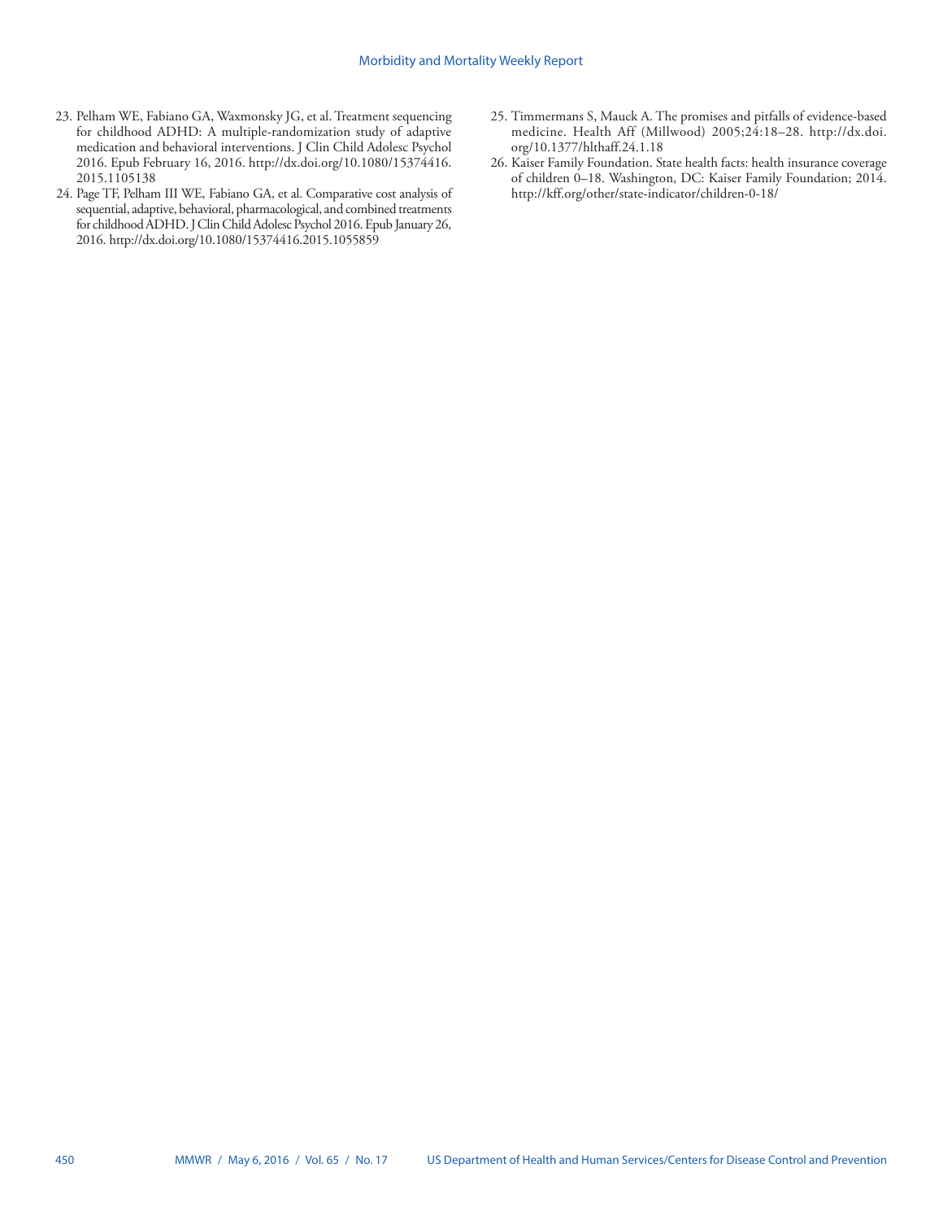23. Pelham WE, Fabiano GA, Waxmonsky JG, et al. Treatment sequencing for childhood ADHD: A multiple-randomization study of adaptive medication and behavioral interventions. J Clin Child Adolesc Psychol 2016. Epub February 16, 2016. http://dx.doi.org/10.1080/15374416.2015.1105138
24. Page TF, Pelham III WE, Fabiano GA, et al. Comparative cost analysis of sequential, adaptive, behavioral, pharmacological, and combined treatments for childhood ADHD. J Clin Child Adolesc Psychol 2016. Epub January 26, 2016. http://dx.doi.org/10.1080/15374416.2015.1055859
25. Timmermans S, Mauck A. The promises and pitfalls of evidence-based medicine. Health Aff (Millwood) 2005;24:18–28. http://dx.doi.org/10.1377/hlthaff.24.1.18
26. Kaiser Family Foundation. State health facts: health insurance coverage of children 0–18. Washington, DC: Kaiser Family Foundation; 2014. http://kff.org/other/state-indicator/children-0-18/